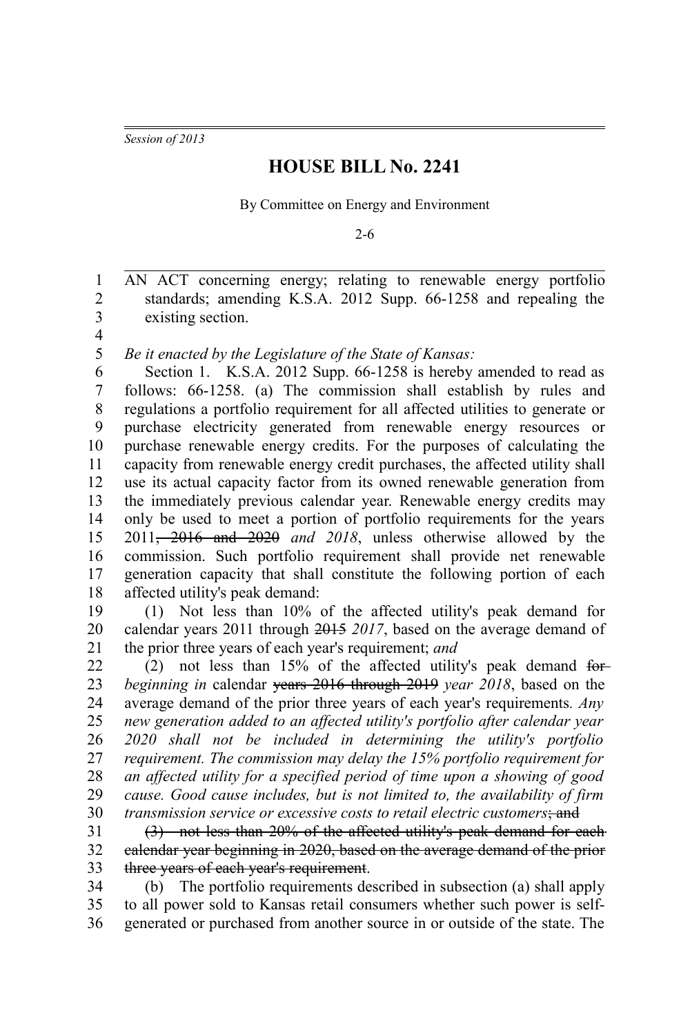*Session of 2013*

# HOUSE BILL No. 2241

By Committee on Energy and Environment

2-6

AN ACT concerning energy; relating to renewable energy portfolio standards; amending K.S.A. 2012 Supp. 66-1258 and repealing the existing section.

*Be it enacted by the Legislature of the State of Kansas:*

Section 1. K.S.A. 2012 Supp. 66-1258 is hereby amended to read as follows: 66-1258. (a) The commission shall establish by rules and regulations a portfolio requirement for all affected utilities to generate or purchase electricity generated from renewable energy resources or purchase renewable energy credits. For the purposes of calculating the capacity from renewable energy credit purchases, the affected utility shall use its actual capacity factor from its owned renewable generation from the immediately previous calendar year. Renewable energy credits may only be used to meet a portion of portfolio requirements for the years 2011~~, 2016 and 2020~~ *and 2018*, unless otherwise allowed by the commission. Such portfolio requirement shall provide net renewable generation capacity that shall constitute the following portion of each affected utility's peak demand:

(1) Not less than 10% of the affected utility's peak demand for calendar years 2011 through ~~2015~~ *2017*, based on the average demand of the prior three years of each year's requirement; *and*

(2) not less than 15% of the affected utility's peak demand ~~for~~ *beginning in* calendar ~~years 2016 through 2019~~ *year 2018*, based on the average demand of the prior three years of each year's requirements. *Any new generation added to an affected utility's portfolio after calendar year 2020 shall not be included in determining the utility's portfolio requirement. The commission may delay the 15% portfolio requirement for an affected utility for a specified period of time upon a showing of good cause. Good cause includes, but is not limited to, the availability of firm transmission service or excessive costs to retail electric customers*~~; and~~

~~(3) not less than 20% of the affected utility's peak demand for each calendar year beginning in 2020, based on the average demand of the prior three years of each year's requirement~~.

(b) The portfolio requirements described in subsection (a) shall apply to all power sold to Kansas retail consumers whether such power is self-generated or purchased from another source in or outside of the state. The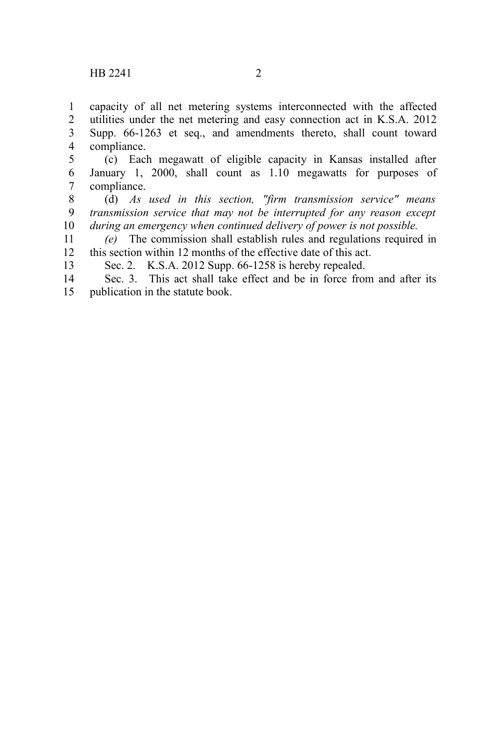capacity of all net metering systems interconnected with the affected utilities under the net metering and easy connection act in K.S.A. 2012 Supp. 66-1263 et seq., and amendments thereto, shall count toward compliance.

(c) Each megawatt of eligible capacity in Kansas installed after January 1, 2000, shall count as 1.10 megawatts for purposes of compliance.

(d) *As used in this section, "firm transmission service" means transmission service that may not be interrupted for any reason except during an emergency when continued delivery of power is not possible.*

*(e)* The commission shall establish rules and regulations required in this section within 12 months of the effective date of this act.

Sec. 2. K.S.A. 2012 Supp. 66-1258 is hereby repealed.

Sec. 3. This act shall take effect and be in force from and after its publication in the statute book.